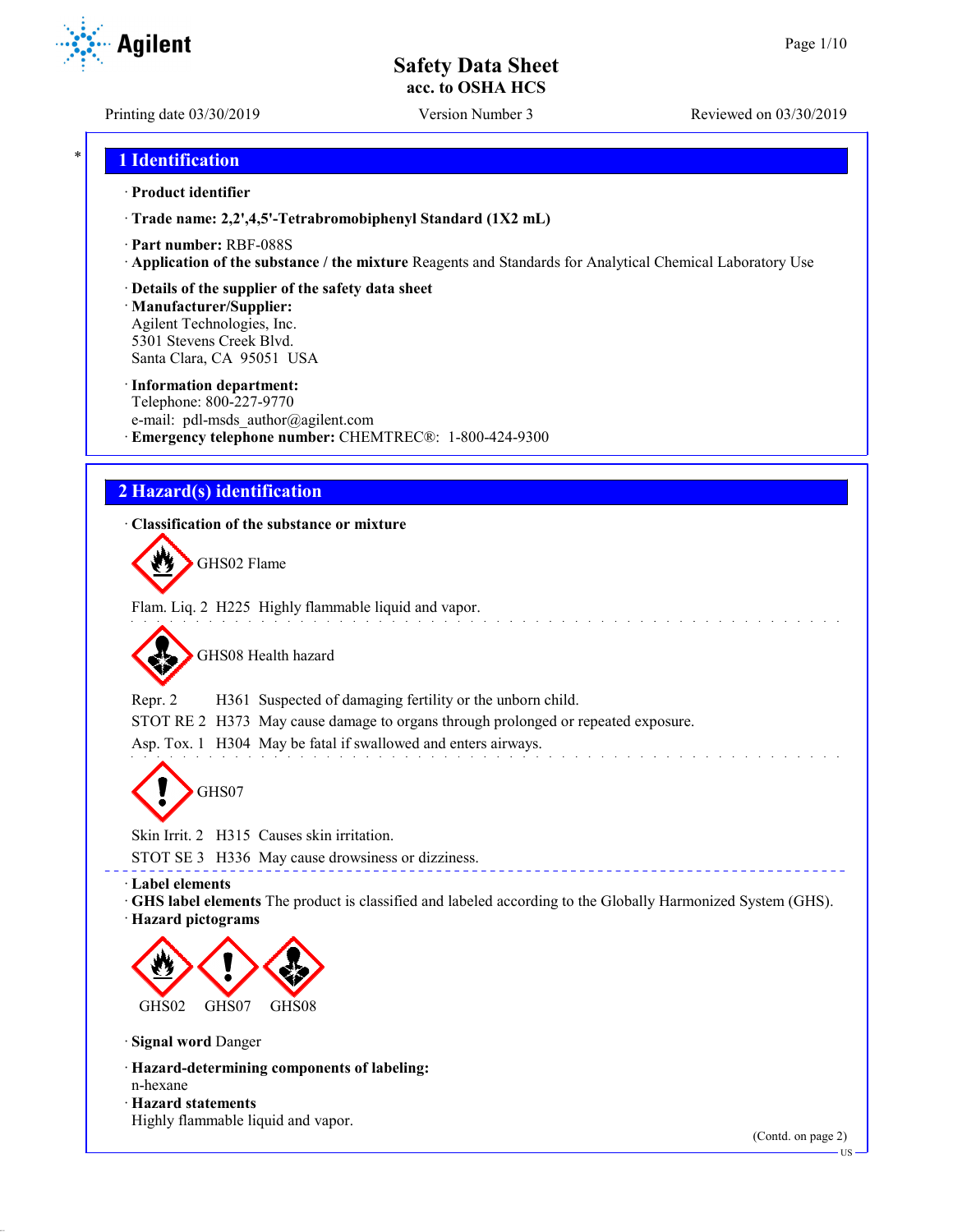# Safety Data Sheet
## acc. to OSHA HCS

Printing date 03/30/2019 | Version Number 3 | Reviewed on 03/30/2019

## 1 Identification

· **Product identifier**

· **Trade name: 2,2',4,5'-Tetrabromobiphenyl Standard (1X2 mL)**

· **Part number:** RBF-088S

· **Application of the substance / the mixture** Reagents and Standards for Analytical Chemical Laboratory Use

· **Details of the supplier of the safety data sheet**

· **Manufacturer/Supplier:**
Agilent Technologies, Inc.
5301 Stevens Creek Blvd.
Santa Clara, CA 95051 USA

· **Information department:**
Telephone: 800-227-9770
e-mail: pdl-msds_author@agilent.com

· **Emergency telephone number:** CHEMTREC®: 1-800-424-9300

## 2 Hazard(s) identification

· **Classification of the substance or mixture**

GHS02 Flame

Flam. Liq. 2 H225 Highly flammable liquid and vapor.

GHS08 Health hazard

Repr. 2 H361 Suspected of damaging fertility or the unborn child.

STOT RE 2 H373 May cause damage to organs through prolonged or repeated exposure.

Asp. Tox. 1 H304 May be fatal if swallowed and enters airways.

GHS07

Skin Irrit. 2 H315 Causes skin irritation.

STOT SE 3 H336 May cause drowsiness or dizziness.

· **Label elements**

· **GHS label elements** The product is classified and labeled according to the Globally Harmonized System (GHS).

· **Hazard pictograms**

GHS02 GHS07 GHS08

· **Signal word** Danger

· **Hazard-determining components of labeling:**
n-hexane

· **Hazard statements**
Highly flammable liquid and vapor.

(Contd. on page 2)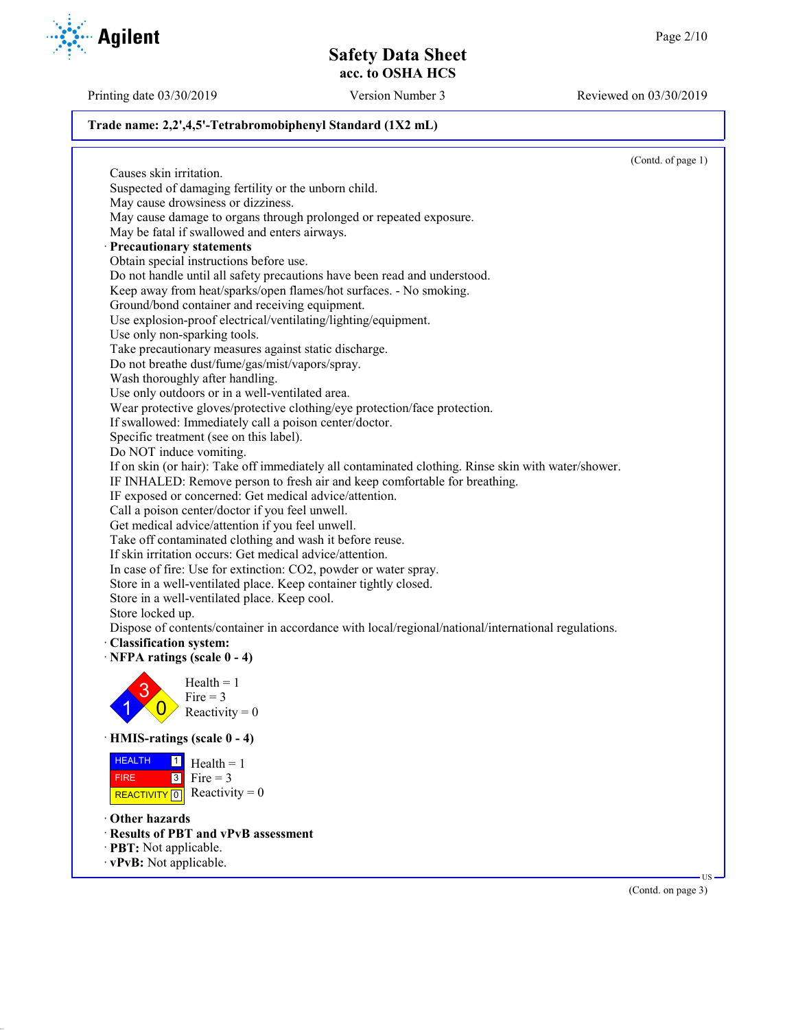Trade name: 2,2',4,5'-Tetrabromobiphenyl Standard (1X2 mL)

(Contd. of page 1)

Causes skin irritation.
Suspected of damaging fertility or the unborn child.
May cause drowsiness or dizziness.
May cause damage to organs through prolonged or repeated exposure.
May be fatal if swallowed and enters airways.

· **Precautionary statements**

Obtain special instructions before use.
Do not handle until all safety precautions have been read and understood.
Keep away from heat/sparks/open flames/hot surfaces. - No smoking.
Ground/bond container and receiving equipment.
Use explosion-proof electrical/ventilating/lighting/equipment.
Use only non-sparking tools.
Take precautionary measures against static discharge.
Do not breathe dust/fume/gas/mist/vapors/spray.
Wash thoroughly after handling.
Use only outdoors or in a well-ventilated area.
Wear protective gloves/protective clothing/eye protection/face protection.
If swallowed: Immediately call a poison center/doctor.
Specific treatment (see on this label).
Do NOT induce vomiting.
If on skin (or hair): Take off immediately all contaminated clothing. Rinse skin with water/shower.
IF INHALED: Remove person to fresh air and keep comfortable for breathing.
IF exposed or concerned: Get medical advice/attention.
Call a poison center/doctor if you feel unwell.
Get medical advice/attention if you feel unwell.
Take off contaminated clothing and wash it before reuse.
If skin irritation occurs: Get medical advice/attention.
In case of fire: Use for extinction: CO2, powder or water spray.
Store in a well-ventilated place. Keep container tightly closed.
Store in a well-ventilated place. Keep cool.
Store locked up.
Dispose of contents/container in accordance with local/regional/national/international regulations.

· **Classification system:**

· **NFPA ratings (scale 0 - 4)**

Health = 1
Fire = 3
Reactivity = 0

· **HMIS-ratings (scale 0 - 4)**

| | | |
|---|---|---|
| HEALTH | 1 | Health = 1 |
| FIRE | 3 | Fire = 3 |
| REACTIVITY | 0 | Reactivity = 0 |

· **Other hazards**

· **Results of PBT and vPvB assessment**

· **PBT:** Not applicable.

· **vPvB:** Not applicable.

(Contd. on page 3)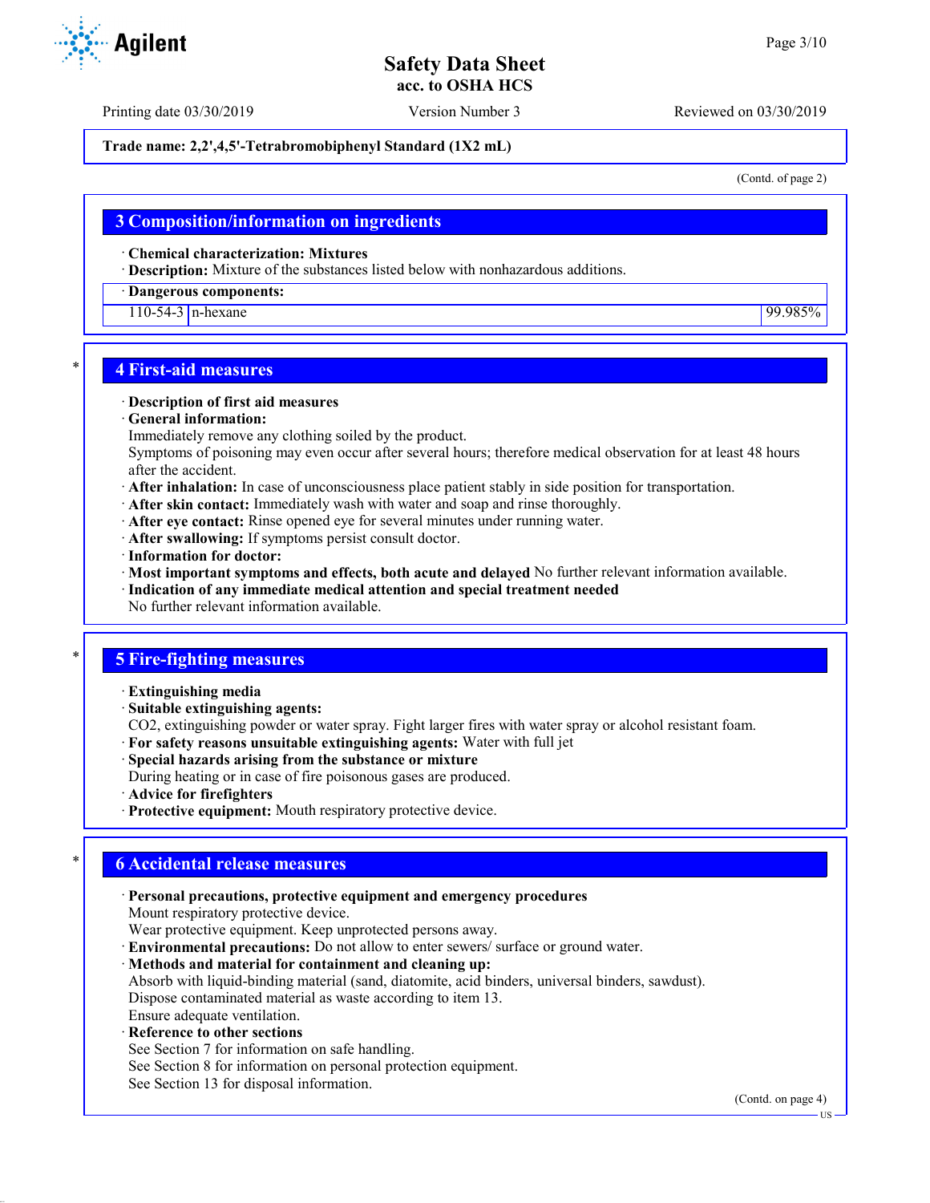Printing date 03/30/2019 | Version Number 3 | Reviewed on 03/30/2019

**Trade name: 2,2',4,5'-Tetrabromobiphenyl Standard (1X2 mL)**

(Contd. of page 2)

## 3 Composition/information on ingredients

· **Chemical characterization: Mixtures**
· **Description:** Mixture of the substances listed below with nonhazardous additions.

| · Dangerous components: | | |
|---|---|---|
| 110-54-3 | n-hexane | 99.985% |

## * 4 First-aid measures

· **Description of first aid measures**
· **General information:**
Immediately remove any clothing soiled by the product.
Symptoms of poisoning may even occur after several hours; therefore medical observation for at least 48 hours after the accident.
· **After inhalation:** In case of unconsciousness place patient stably in side position for transportation.
· **After skin contact:** Immediately wash with water and soap and rinse thoroughly.
· **After eye contact:** Rinse opened eye for several minutes under running water.
· **After swallowing:** If symptoms persist consult doctor.
· **Information for doctor:**
· **Most important symptoms and effects, both acute and delayed** No further relevant information available.
· **Indication of any immediate medical attention and special treatment needed**
No further relevant information available.

## * 5 Fire-fighting measures

· **Extinguishing media**
· **Suitable extinguishing agents:**
CO2, extinguishing powder or water spray. Fight larger fires with water spray or alcohol resistant foam.
· **For safety reasons unsuitable extinguishing agents:** Water with full jet
· **Special hazards arising from the substance or mixture**
During heating or in case of fire poisonous gases are produced.
· **Advice for firefighters**
· **Protective equipment:** Mouth respiratory protective device.

## * 6 Accidental release measures

· **Personal precautions, protective equipment and emergency procedures**
Mount respiratory protective device.
Wear protective equipment. Keep unprotected persons away.
· **Environmental precautions:** Do not allow to enter sewers/ surface or ground water.
· **Methods and material for containment and cleaning up:**
Absorb with liquid-binding material (sand, diatomite, acid binders, universal binders, sawdust).
Dispose contaminated material as waste according to item 13.
Ensure adequate ventilation.
· **Reference to other sections**
See Section 7 for information on safe handling.
See Section 8 for information on personal protection equipment.
See Section 13 for disposal information.

(Contd. on page 4)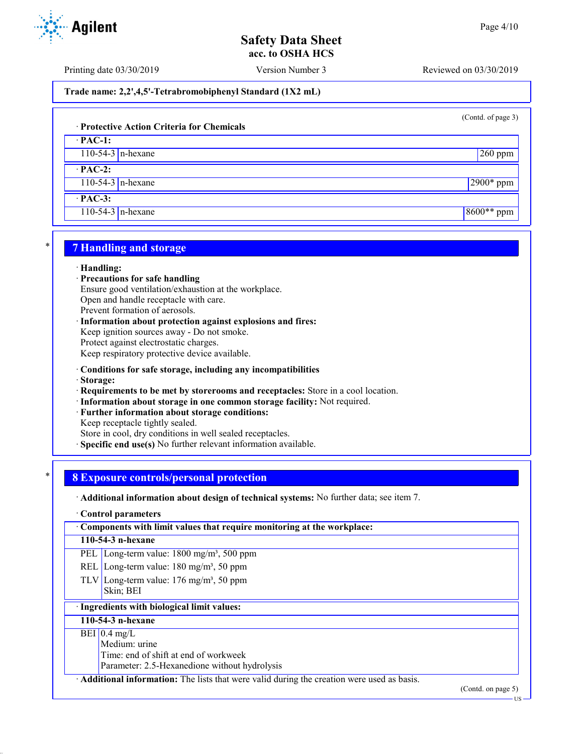**Trade name: 2,2',4,5'-Tetrabromobiphenyl Standard (1X2 mL)**

(Contd. of page 3)

· **Protective Action Criteria for Chemicals**

| · **PAC-1:** | | |
|---|---|---|
| 110-54-3 | n-hexane | 260 ppm |
| · **PAC-2:** | | |
| 110-54-3 | n-hexane | 2900* ppm |
| · **PAC-3:** | | |
| 110-54-3 | n-hexane | 8600** ppm |

## 7 Handling and storage

· **Handling:**
· **Precautions for safe handling**
Ensure good ventilation/exhaustion at the workplace.
Open and handle receptacle with care.
Prevent formation of aerosols.
· **Information about protection against explosions and fires:**
Keep ignition sources away - Do not smoke.
Protect against electrostatic charges.
Keep respiratory protective device available.

· **Conditions for safe storage, including any incompatibilities**
· **Storage:**
· **Requirements to be met by storerooms and receptacles:** Store in a cool location.
· **Information about storage in one common storage facility:** Not required.
· **Further information about storage conditions:**
Keep receptacle tightly sealed.
Store in cool, dry conditions in well sealed receptacles.
· **Specific end use(s)** No further relevant information available.

## 8 Exposure controls/personal protection

· **Additional information about design of technical systems:** No further data; see item 7.

· **Control parameters**

| · **Components with limit values that require monitoring at the workplace:** | |
|---|---|
| **110-54-3 n-hexane** | |
| PEL | Long-term value: 1800 mg/m³, 500 ppm |
| REL | Long-term value: 180 mg/m³, 50 ppm |
| TLV | Long-term value: 176 mg/m³, 50 ppm<br>Skin; BEI |

| · **Ingredients with biological limit values:** | |
|---|---|
| **110-54-3 n-hexane** | |
| BEI | 0.4 mg/L<br>Medium: urine<br>Time: end of shift at end of workweek<br>Parameter: 2.5-Hexanedione without hydrolysis |

· **Additional information:** The lists that were valid during the creation were used as basis.

(Contd. on page 5)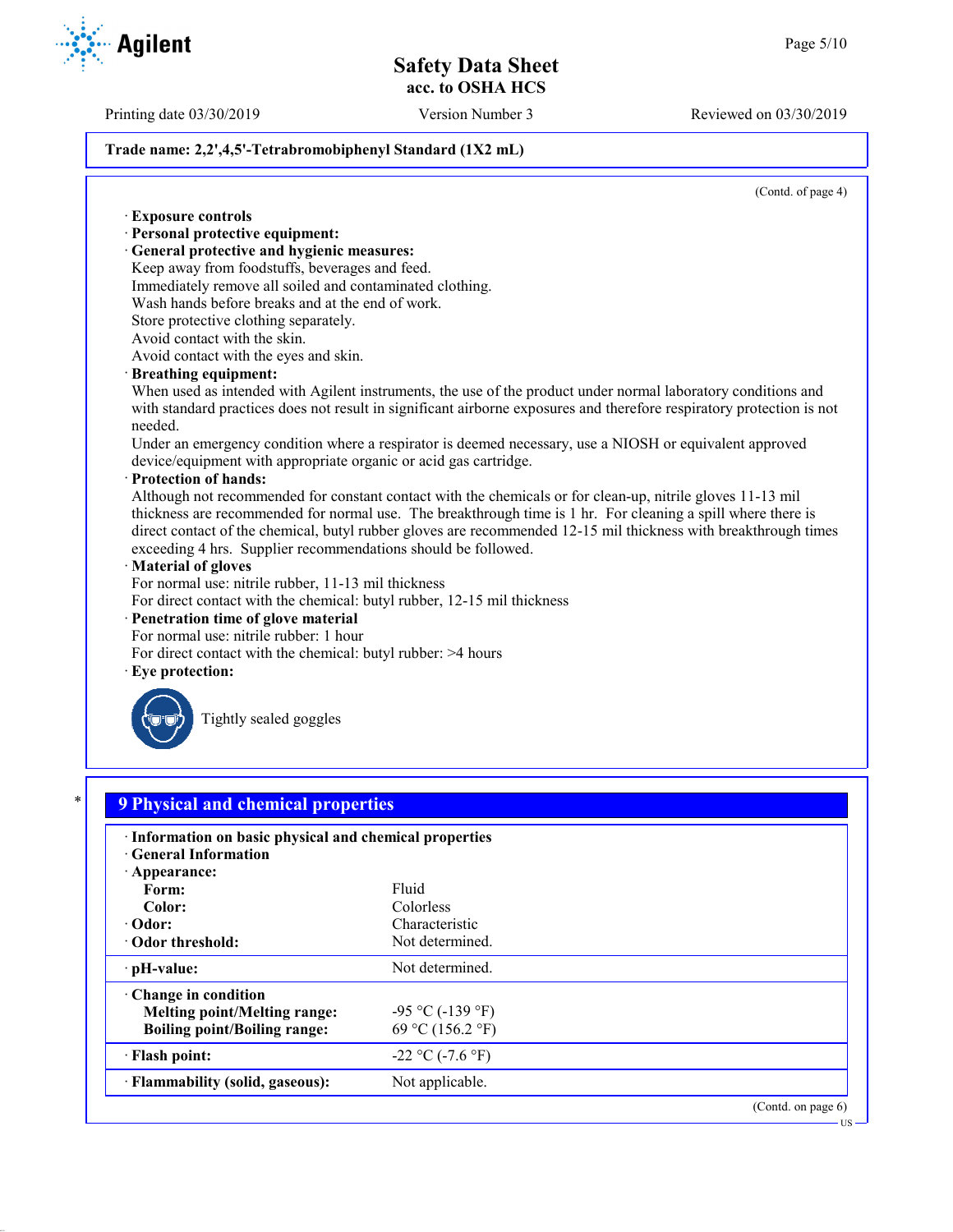**Trade name: 2,2',4,5'-Tetrabromobiphenyl Standard (1X2 mL)**

(Contd. of page 4)

· **Exposure controls**
· **Personal protective equipment:**
· **General protective and hygienic measures:**
Keep away from foodstuffs, beverages and feed.
Immediately remove all soiled and contaminated clothing.
Wash hands before breaks and at the end of work.
Store protective clothing separately.
Avoid contact with the skin.
Avoid contact with the eyes and skin.
· **Breathing equipment:**
When used as intended with Agilent instruments, the use of the product under normal laboratory conditions and with standard practices does not result in significant airborne exposures and therefore respiratory protection is not needed.
Under an emergency condition where a respirator is deemed necessary, use a NIOSH or equivalent approved device/equipment with appropriate organic or acid gas cartridge.
· **Protection of hands:**
Although not recommended for constant contact with the chemicals or for clean-up, nitrile gloves 11-13 mil thickness are recommended for normal use. The breakthrough time is 1 hr. For cleaning a spill where there is direct contact of the chemical, butyl rubber gloves are recommended 12-15 mil thickness with breakthrough times exceeding 4 hrs. Supplier recommendations should be followed.
· **Material of gloves**
For normal use: nitrile rubber, 11-13 mil thickness
For direct contact with the chemical: butyl rubber, 12-15 mil thickness
· **Penetration time of glove material**
For normal use: nitrile rubber: 1 hour
For direct contact with the chemical: butyl rubber: >4 hours
· **Eye protection:**

Tightly sealed goggles

## 9 Physical and chemical properties

· **Information on basic physical and chemical properties**
· **General Information**

| · **Appearance:** | |
|---|---|
| **Form:** | Fluid |
| **Color:** | Colorless |
| · **Odor:** | Characteristic |
| · **Odor threshold:** | Not determined. |
| · **pH-value:** | Not determined. |
| · **Change in condition** | |
| **Melting point/Melting range:** | -95 °C (-139 °F) |
| **Boiling point/Boiling range:** | 69 °C (156.2 °F) |
| · **Flash point:** | -22 °C (-7.6 °F) |
| · **Flammability (solid, gaseous):** | Not applicable. |

(Contd. on page 6)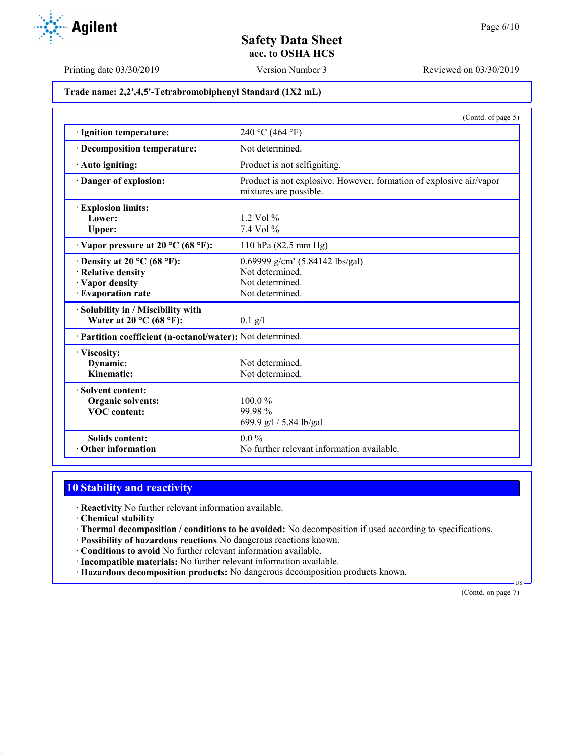**Trade name: 2,2',4,5'-Tetrabromobiphenyl Standard (1X2 mL)**

(Contd. of page 5)

| | |
|---|---|
| · **Ignition temperature:** | 240 °C (464 °F) |
| · **Decomposition temperature:** | Not determined. |
| · **Auto igniting:** | Product is not selfigniting. |
| · **Danger of explosion:** | Product is not explosive. However, formation of explosive air/vapor mixtures are possible. |
| · **Explosion limits:** | |
| **Lower:** | 1.2 Vol % |
| **Upper:** | 7.4 Vol % |
| · **Vapor pressure at 20 °C (68 °F):** | 110 hPa (82.5 mm Hg) |
| · **Density at 20 °C (68 °F):** | 0.69999 g/cm³ (5.84142 lbs/gal) |
| · **Relative density** | Not determined. |
| · **Vapor density** | Not determined. |
| · **Evaporation rate** | Not determined. |
| · **Solubility in / Miscibility with** | |
| **Water at 20 °C (68 °F):** | 0.1 g/l |
| · **Partition coefficient (n-octanol/water):** | Not determined. |
| · **Viscosity:** | |
| **Dynamic:** | Not determined. |
| **Kinematic:** | Not determined. |
| · **Solvent content:** | |
| **Organic solvents:** | 100.0 % |
| **VOC content:** | 99.98 % |
| | 699.9 g/l / 5.84 lb/gal |
| **Solids content:** | 0.0 % |
| · **Other information** | No further relevant information available. |

## 10 Stability and reactivity

· **Reactivity** No further relevant information available.
· **Chemical stability**
· **Thermal decomposition / conditions to be avoided:** No decomposition if used according to specifications.
· **Possibility of hazardous reactions** No dangerous reactions known.
· **Conditions to avoid** No further relevant information available.
· **Incompatible materials:** No further relevant information available.
· **Hazardous decomposition products:** No dangerous decomposition products known.

(Contd. on page 7)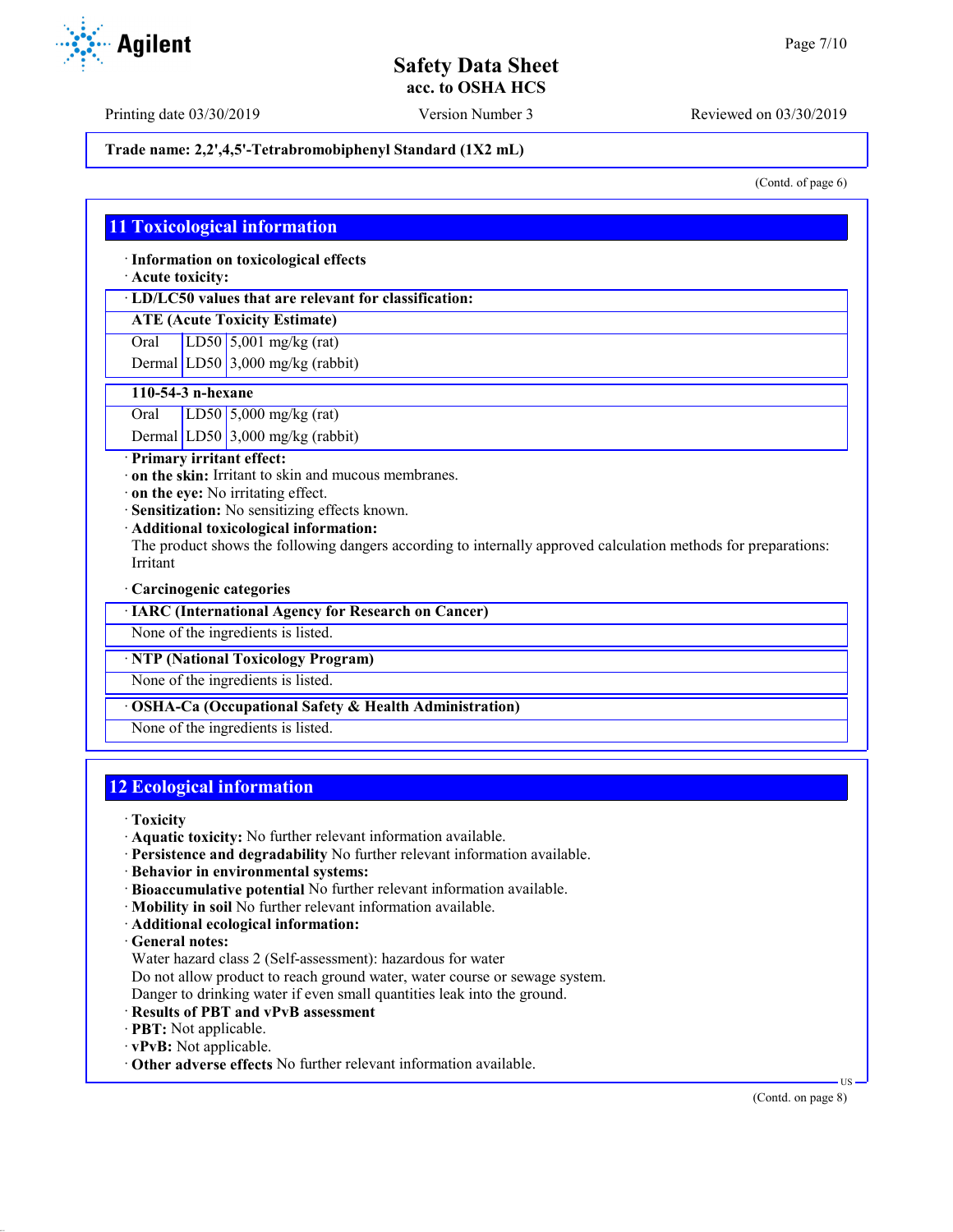Trade name: 2,2',4,5'-Tetrabromobiphenyl Standard (1X2 mL)

(Contd. of page 6)

## 11 Toxicological information

· **Information on toxicological effects**
· **Acute toxicity:**

| · LD/LC50 values that are relevant for classification: | | |
|---|---|---|
| **ATE (Acute Toxicity Estimate)** | | |
| Oral | LD50 | 5,001 mg/kg (rat) |
| Dermal | LD50 | 3,000 mg/kg (rabbit) |

| 110-54-3 n-hexane | | |
|---|---|---|
| Oral | LD50 | 5,000 mg/kg (rat) |
| Dermal | LD50 | 3,000 mg/kg (rabbit) |

· **Primary irritant effect:**
· **on the skin:** Irritant to skin and mucous membranes.
· **on the eye:** No irritating effect.
· **Sensitization:** No sensitizing effects known.
· **Additional toxicological information:**
The product shows the following dangers according to internally approved calculation methods for preparations:
Irritant

· **Carcinogenic categories**

| · IARC (International Agency for Research on Cancer) |
|---|
| None of the ingredients is listed. |

| · NTP (National Toxicology Program) |
|---|
| None of the ingredients is listed. |

| · OSHA-Ca (Occupational Safety & Health Administration) |
|---|
| None of the ingredients is listed. |

## 12 Ecological information

· **Toxicity**
· **Aquatic toxicity:** No further relevant information available.
· **Persistence and degradability** No further relevant information available.
· **Behavior in environmental systems:**
· **Bioaccumulative potential** No further relevant information available.
· **Mobility in soil** No further relevant information available.
· **Additional ecological information:**
· **General notes:**
Water hazard class 2 (Self-assessment): hazardous for water
Do not allow product to reach ground water, water course or sewage system.
Danger to drinking water if even small quantities leak into the ground.
· **Results of PBT and vPvB assessment**
· **PBT:** Not applicable.
· **vPvB:** Not applicable.
· **Other adverse effects** No further relevant information available.

(Contd. on page 8)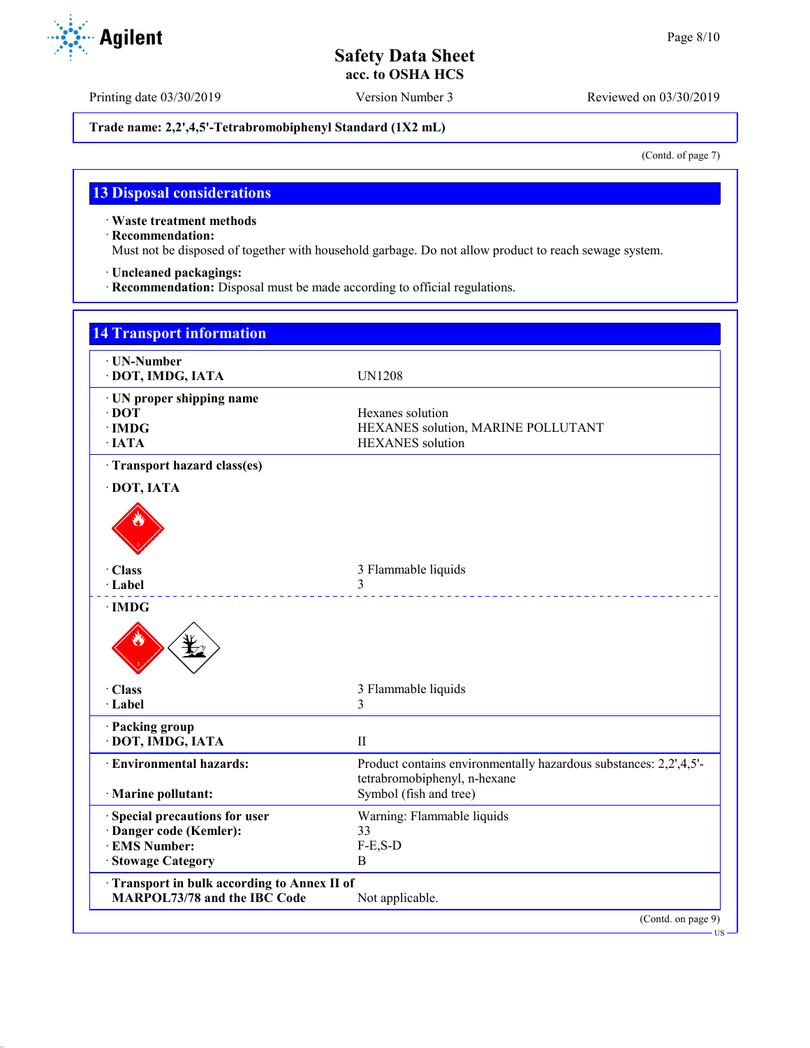**Trade name: 2,2',4,5'-Tetrabromobiphenyl Standard (1X2 mL)**

(Contd. of page 7)

## 13 Disposal considerations

· **Waste treatment methods**
· **Recommendation:**
Must not be disposed of together with household garbage. Do not allow product to reach sewage system.

· **Uncleaned packagings:**
· **Recommendation:** Disposal must be made according to official regulations.

## 14 Transport information

· **UN-Number**
· **DOT, IMDG, IATA** — UN1208

· **UN proper shipping name**
· **DOT** — Hexanes solution
· **IMDG** — HEXANES solution, MARINE POLLUTANT
· **IATA** — HEXANES solution

· **Transport hazard class(es)**

· **DOT, IATA**

· **Class** — 3 Flammable liquids
· **Label** — 3

· **IMDG**

· **Class** — 3 Flammable liquids
· **Label** — 3

· **Packing group**
· **DOT, IMDG, IATA** — II

· **Environmental hazards:** — Product contains environmentally hazardous substances: 2,2',4,5'-tetrabromobiphenyl, n-hexane
· **Marine pollutant:** — Symbol (fish and tree)

· **Special precautions for user** — Warning: Flammable liquids
· **Danger code (Kemler):** — 33
· **EMS Number:** — F-E,S-D
· **Stowage Category** — B

· **Transport in bulk according to Annex II of MARPOL73/78 and the IBC Code** — Not applicable.

(Contd. on page 9)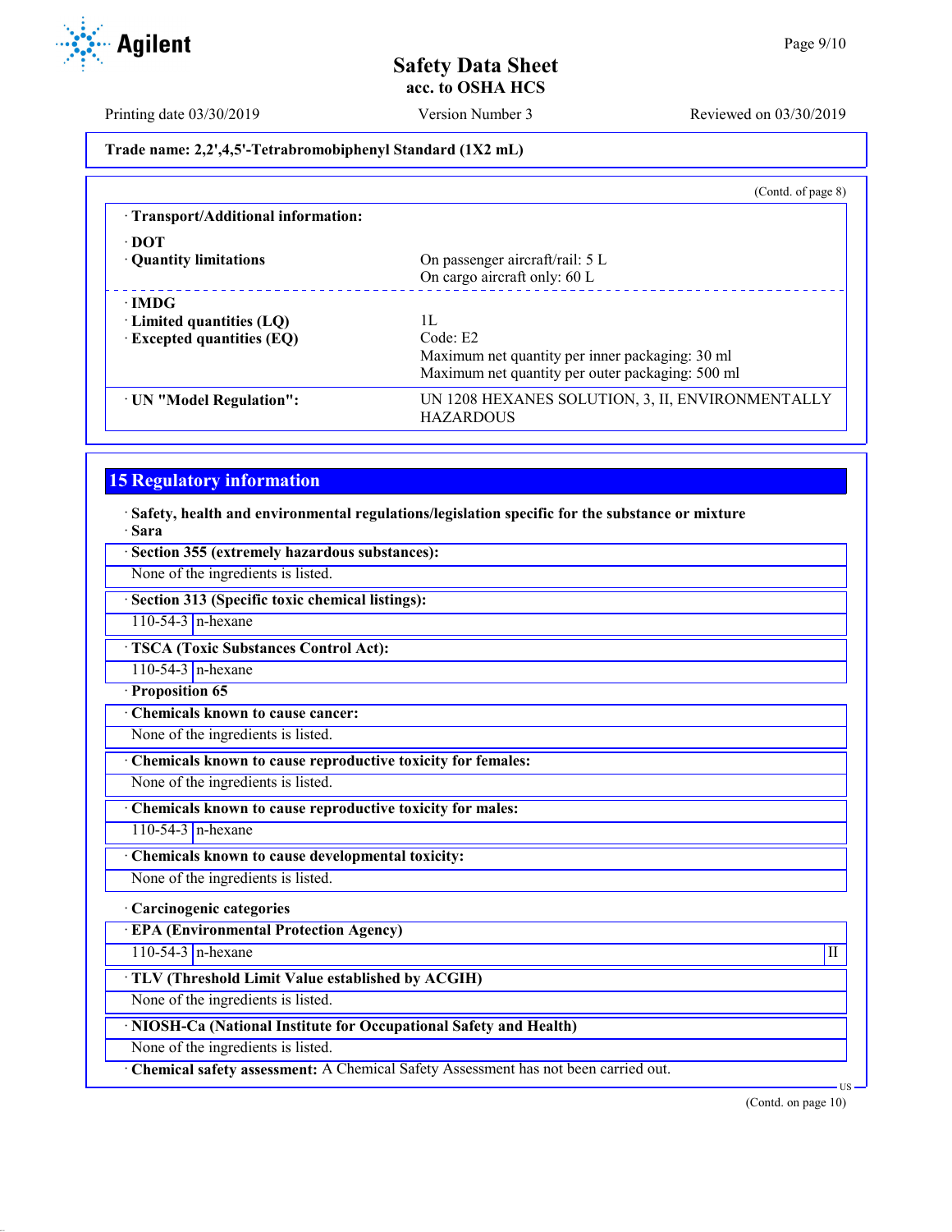**Trade name: 2,2',4,5'-Tetrabromobiphenyl Standard (1X2 mL)**

(Contd. of page 8)

· **Transport/Additional information:**

| | |
|---|---|
| · **DOT** | |
| · **Quantity limitations** | On passenger aircraft/rail: 5 L<br>On cargo aircraft only: 60 L |
| · **IMDG** | |
| · **Limited quantities (LQ)** | 1L |
| · **Excepted quantities (EQ)** | Code: E2<br>Maximum net quantity per inner packaging: 30 ml<br>Maximum net quantity per outer packaging: 500 ml |
| · **UN "Model Regulation":** | UN 1208 HEXANES SOLUTION, 3, II, ENVIRONMENTALLY HAZARDOUS |

## 15 Regulatory information

· **Safety, health and environmental regulations/legislation specific for the substance or mixture**

· **Sara**

· **Section 355 (extremely hazardous substances):**

None of the ingredients is listed.

· **Section 313 (Specific toxic chemical listings):**

| | |
|---|---|
| 110-54-3 | n-hexane |

· **TSCA (Toxic Substances Control Act):**

| | |
|---|---|
| 110-54-3 | n-hexane |

· **Proposition 65**

· **Chemicals known to cause cancer:**

None of the ingredients is listed.

· **Chemicals known to cause reproductive toxicity for females:**

None of the ingredients is listed.

· **Chemicals known to cause reproductive toxicity for males:**

| | |
|---|---|
| 110-54-3 | n-hexane |

· **Chemicals known to cause developmental toxicity:**

None of the ingredients is listed.

· **Carcinogenic categories**

· **EPA (Environmental Protection Agency)**

| | | |
|---|---|---|
| 110-54-3 | n-hexane | II |

· **TLV (Threshold Limit Value established by ACGIH)**

None of the ingredients is listed.

· **NIOSH-Ca (National Institute for Occupational Safety and Health)**

None of the ingredients is listed.

· **Chemical safety assessment:** A Chemical Safety Assessment has not been carried out.

(Contd. on page 10)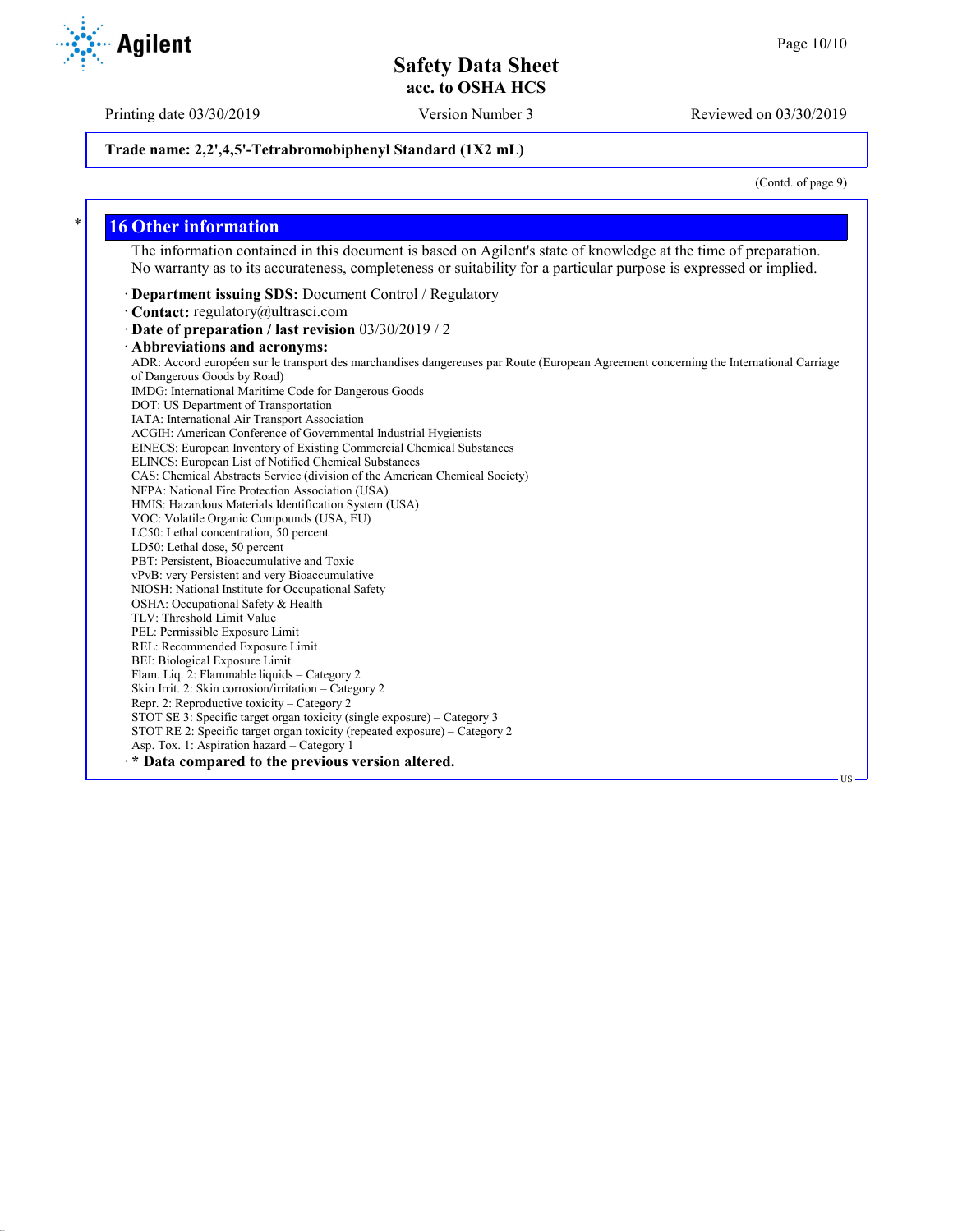## 16 Other information

The information contained in this document is based on Agilent's state of knowledge at the time of preparation. No warranty as to its accurateness, completeness or suitability for a particular purpose is expressed or implied.

· **Department issuing SDS:** Document Control / Regulatory
· **Contact:** regulatory@ultrasci.com
· **Date of preparation / last revision** 03/30/2019 / 2
· **Abbreviations and acronyms:**

ADR: Accord européen sur le transport des marchandises dangereuses par Route (European Agreement concerning the International Carriage of Dangerous Goods by Road)
IMDG: International Maritime Code for Dangerous Goods
DOT: US Department of Transportation
IATA: International Air Transport Association
ACGIH: American Conference of Governmental Industrial Hygienists
EINECS: European Inventory of Existing Commercial Chemical Substances
ELINCS: European List of Notified Chemical Substances
CAS: Chemical Abstracts Service (division of the American Chemical Society)
NFPA: National Fire Protection Association (USA)
HMIS: Hazardous Materials Identification System (USA)
VOC: Volatile Organic Compounds (USA, EU)
LC50: Lethal concentration, 50 percent
LD50: Lethal dose, 50 percent
PBT: Persistent, Bioaccumulative and Toxic
vPvB: very Persistent and very Bioaccumulative
NIOSH: National Institute for Occupational Safety
OSHA: Occupational Safety & Health
TLV: Threshold Limit Value
PEL: Permissible Exposure Limit
REL: Recommended Exposure Limit
BEI: Biological Exposure Limit
Flam. Liq. 2: Flammable liquids – Category 2
Skin Irrit. 2: Skin corrosion/irritation – Category 2
Repr. 2: Reproductive toxicity – Category 2
STOT SE 3: Specific target organ toxicity (single exposure) – Category 3
STOT RE 2: Specific target organ toxicity (repeated exposure) – Category 2
Asp. Tox. 1: Aspiration hazard – Category 1

· **\* Data compared to the previous version altered.**